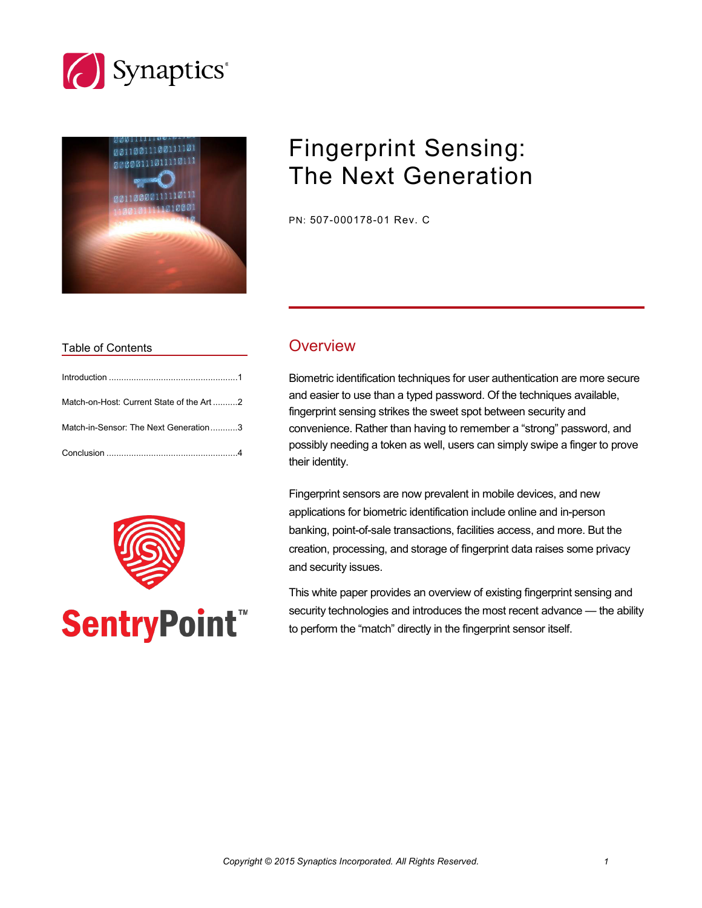Synaptics®

# Fingerprint Sensing: The Next Generation

PN: 507-000178-01 Rev. C

## Table of Contents

Introduction ....................................................1

Match-on-Host: Current State of the Art ..........2

Match-in-Sensor: The Next Generation...........3

Conclusion .....................................................4

SentryPoint™

## Overview

Biometric identification techniques for user authentication are more secure and easier to use than a typed password. Of the techniques available, fingerprint sensing strikes the sweet spot between security and convenience. Rather than having to remember a "strong" password, and possibly needing a token as well, users can simply swipe a finger to prove their identity.

Fingerprint sensors are now prevalent in mobile devices, and new applications for biometric identification include online and in-person banking, point-of-sale transactions, facilities access, and more. But the creation, processing, and storage of fingerprint data raises some privacy and security issues.

This white paper provides an overview of existing fingerprint sensing and security technologies and introduces the most recent advance — the ability to perform the "match" directly in the fingerprint sensor itself.

*Copyright © 2015 Synaptics Incorporated. All Rights Reserved.*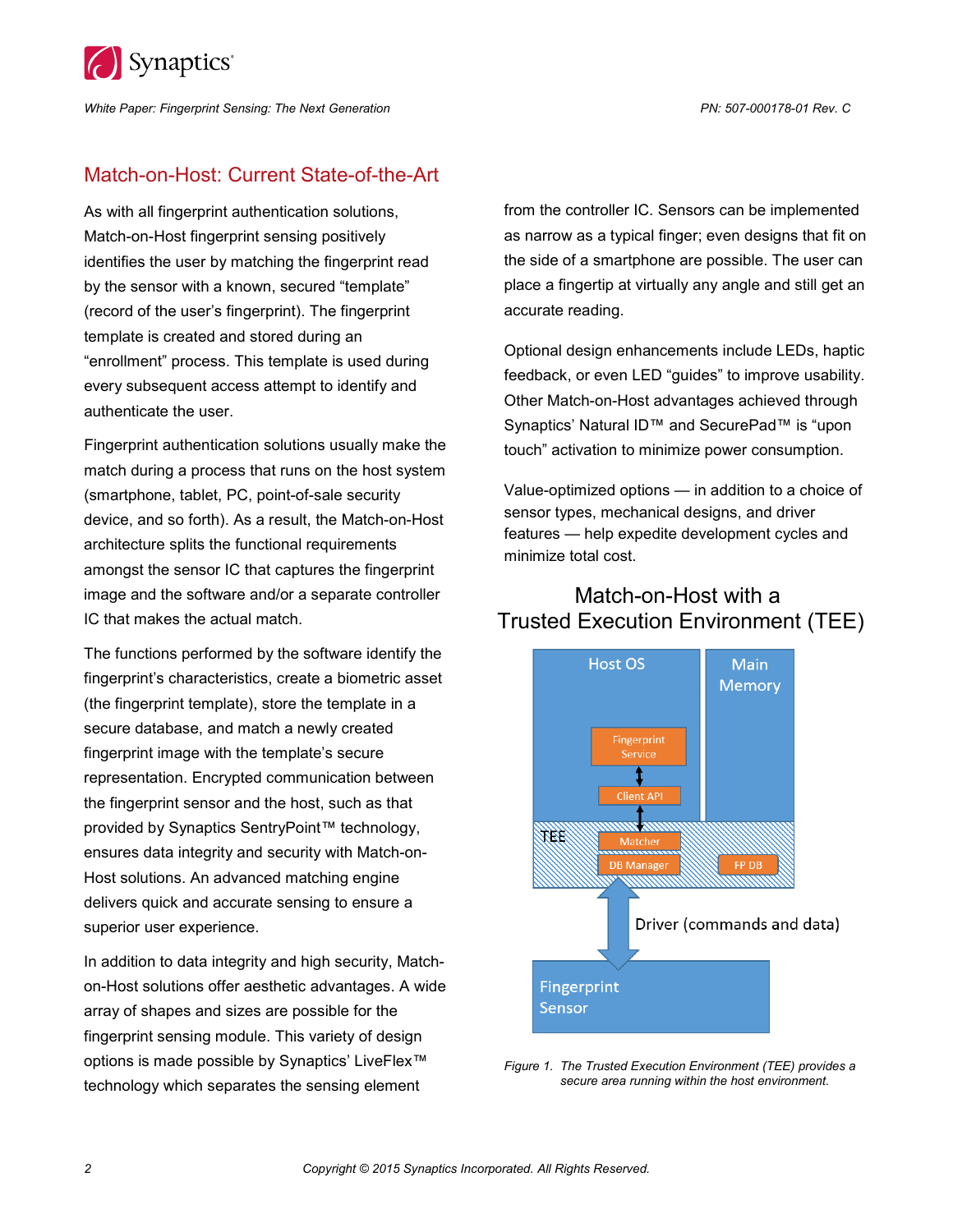## Match-on-Host: Current State-of-the-Art

As with all fingerprint authentication solutions, Match-on-Host fingerprint sensing positively identifies the user by matching the fingerprint read by the sensor with a known, secured "template" (record of the user's fingerprint). The fingerprint template is created and stored during an "enrollment" process. This template is used during every subsequent access attempt to identify and authenticate the user.

Fingerprint authentication solutions usually make the match during a process that runs on the host system (smartphone, tablet, PC, point-of-sale security device, and so forth). As a result, the Match-on-Host architecture splits the functional requirements amongst the sensor IC that captures the fingerprint image and the software and/or a separate controller IC that makes the actual match.

The functions performed by the software identify the fingerprint's characteristics, create a biometric asset (the fingerprint template), store the template in a secure database, and match a newly created fingerprint image with the template's secure representation. Encrypted communication between the fingerprint sensor and the host, such as that provided by Synaptics SentryPoint™ technology, ensures data integrity and security with Match-on-Host solutions. An advanced matching engine delivers quick and accurate sensing to ensure a superior user experience.

In addition to data integrity and high security, Match-on-Host solutions offer aesthetic advantages. A wide array of shapes and sizes are possible for the fingerprint sensing module. This variety of design options is made possible by Synaptics' LiveFlex™ technology which separates the sensing element from the controller IC. Sensors can be implemented as narrow as a typical finger; even designs that fit on the side of a smartphone are possible. The user can place a fingertip at virtually any angle and still get an accurate reading.

Optional design enhancements include LEDs, haptic feedback, or even LED "guides" to improve usability. Other Match-on-Host advantages achieved through Synaptics' Natural ID™ and SecurePad™ is "upon touch" activation to minimize power consumption.

Value-optimized options — in addition to a choice of sensor types, mechanical designs, and driver features — help expedite development cycles and minimize total cost.

**Match-on-Host with a Trusted Execution Environment (TEE)**

Host OS | Main Memory | Fingerprint Service | Client API | TEE | Matcher | DB Manager | FP DB | Driver (commands and data) | Fingerprint Sensor

*Figure 1. The Trusted Execution Environment (TEE) provides a secure area running within the host environment.*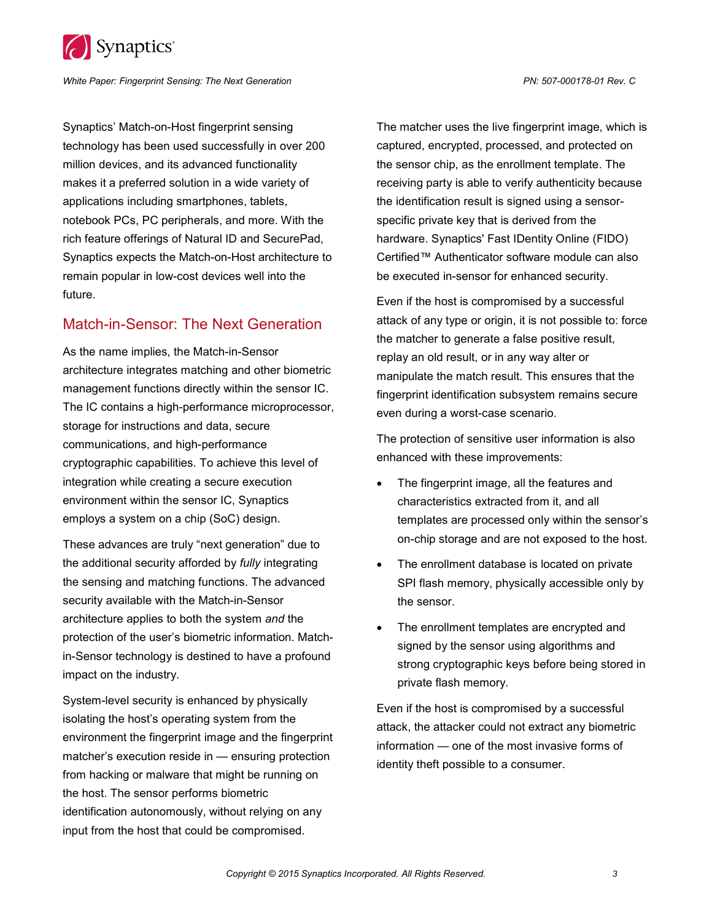Synaptics' Match-on-Host fingerprint sensing technology has been used successfully in over 200 million devices, and its advanced functionality makes it a preferred solution in a wide variety of applications including smartphones, tablets, notebook PCs, PC peripherals, and more. With the rich feature offerings of Natural ID and SecurePad, Synaptics expects the Match-on-Host architecture to remain popular in low-cost devices well into the future.

## Match-in-Sensor: The Next Generation

As the name implies, the Match-in-Sensor architecture integrates matching and other biometric management functions directly within the sensor IC. The IC contains a high-performance microprocessor, storage for instructions and data, secure communications, and high-performance cryptographic capabilities. To achieve this level of integration while creating a secure execution environment within the sensor IC, Synaptics employs a system on a chip (SoC) design.

These advances are truly "next generation" due to the additional security afforded by *fully* integrating the sensing and matching functions. The advanced security available with the Match-in-Sensor architecture applies to both the system *and* the protection of the user's biometric information. Match-in-Sensor technology is destined to have a profound impact on the industry.

System-level security is enhanced by physically isolating the host's operating system from the environment the fingerprint image and the fingerprint matcher's execution reside in — ensuring protection from hacking or malware that might be running on the host. The sensor performs biometric identification autonomously, without relying on any input from the host that could be compromised.

The matcher uses the live fingerprint image, which is captured, encrypted, processed, and protected on the sensor chip, as the enrollment template. The receiving party is able to verify authenticity because the identification result is signed using a sensor-specific private key that is derived from the hardware. Synaptics' Fast IDentity Online (FIDO) Certified™ Authenticator software module can also be executed in-sensor for enhanced security.

Even if the host is compromised by a successful attack of any type or origin, it is not possible to: force the matcher to generate a false positive result, replay an old result, or in any way alter or manipulate the match result. This ensures that the fingerprint identification subsystem remains secure even during a worst-case scenario.

The protection of sensitive user information is also enhanced with these improvements:

- The fingerprint image, all the features and characteristics extracted from it, and all templates are processed only within the sensor's on-chip storage and are not exposed to the host.
- The enrollment database is located on private SPI flash memory, physically accessible only by the sensor.
- The enrollment templates are encrypted and signed by the sensor using algorithms and strong cryptographic keys before being stored in private flash memory.

Even if the host is compromised by a successful attack, the attacker could not extract any biometric information — one of the most invasive forms of identity theft possible to a consumer.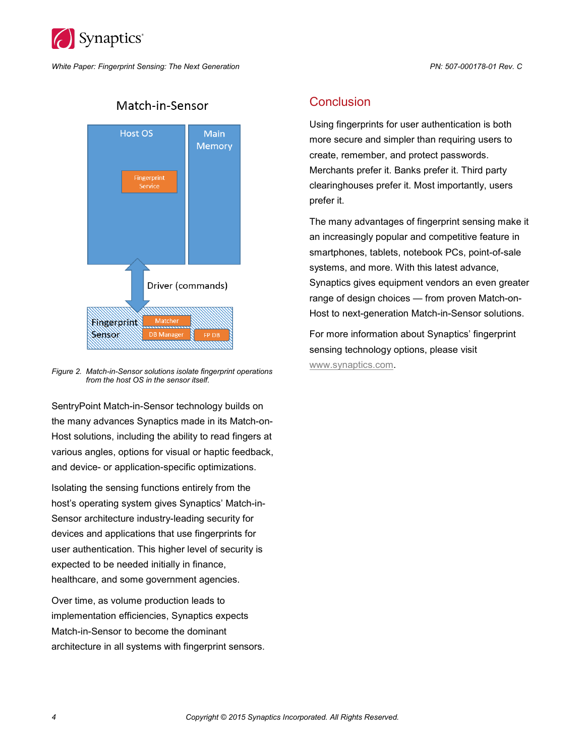Figure 2. Match-in-Sensor solutions isolate fingerprint operations from the host OS in the sensor itself.

SentryPoint Match-in-Sensor technology builds on the many advances Synaptics made in its Match-on-Host solutions, including the ability to read fingers at various angles, options for visual or haptic feedback, and device- or application-specific optimizations.

Isolating the sensing functions entirely from the host's operating system gives Synaptics' Match-in-Sensor architecture industry-leading security for devices and applications that use fingerprints for user authentication. This higher level of security is expected to be needed initially in finance, healthcare, and some government agencies.

Over time, as volume production leads to implementation efficiencies, Synaptics expects Match-in-Sensor to become the dominant architecture in all systems with fingerprint sensors.

## Conclusion

Using fingerprints for user authentication is both more secure and simpler than requiring users to create, remember, and protect passwords. Merchants prefer it. Banks prefer it. Third party clearinghouses prefer it. Most importantly, users prefer it.

The many advantages of fingerprint sensing make it an increasingly popular and competitive feature in smartphones, tablets, notebook PCs, point-of-sale systems, and more. With this latest advance, Synaptics gives equipment vendors an even greater range of design choices — from proven Match-on-Host to next-generation Match-in-Sensor solutions.

For more information about Synaptics' fingerprint sensing technology options, please visit www.synaptics.com.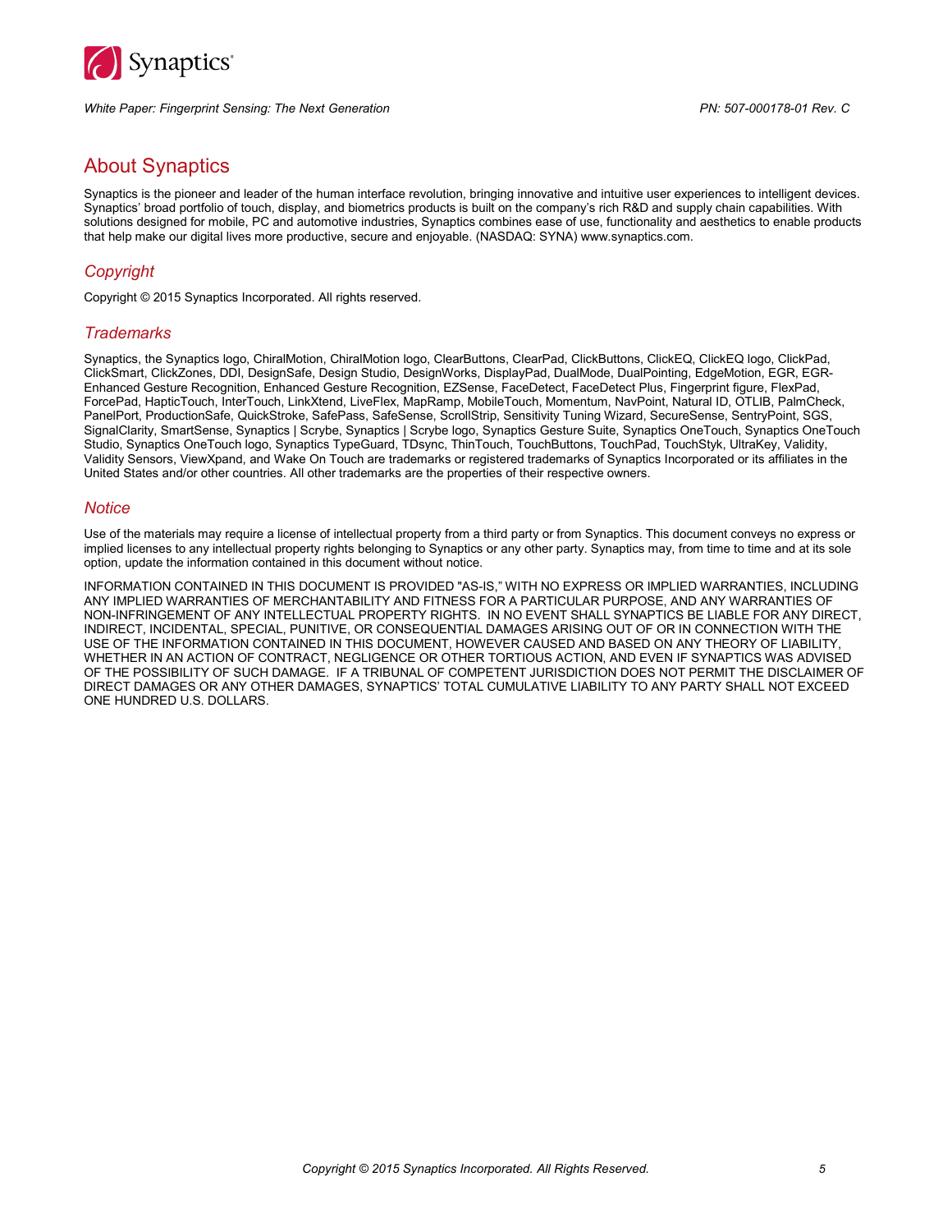# About Synaptics

Synaptics is the pioneer and leader of the human interface revolution, bringing innovative and intuitive user experiences to intelligent devices. Synaptics' broad portfolio of touch, display, and biometrics products is built on the company's rich R&D and supply chain capabilities. With solutions designed for mobile, PC and automotive industries, Synaptics combines ease of use, functionality and aesthetics to enable products that help make our digital lives more productive, secure and enjoyable. (NASDAQ: SYNA) www.synaptics.com.

## *Copyright*

Copyright © 2015 Synaptics Incorporated. All rights reserved.

## *Trademarks*

Synaptics, the Synaptics logo, ChiralMotion, ChiralMotion logo, ClearButtons, ClearPad, ClickButtons, ClickEQ, ClickEQ logo, ClickPad, ClickSmart, ClickZones, DDI, DesignSafe, Design Studio, DesignWorks, DisplayPad, DualMode, DualPointing, EdgeMotion, EGR, EGR-Enhanced Gesture Recognition, Enhanced Gesture Recognition, EZSense, FaceDetect, FaceDetect Plus, Fingerprint figure, FlexPad, ForcePad, HapticTouch, InterTouch, LinkXtend, LiveFlex, MapRamp, MobileTouch, Momentum, NavPoint, Natural ID, OTLIB, PalmCheck, PanelPort, ProductionSafe, QuickStroke, SafePass, SafeSense, ScrollStrip, Sensitivity Tuning Wizard, SecureSense, SentryPoint, SGS, SignalClarity, SmartSense, Synaptics | Scrybe, Synaptics | Scrybe logo, Synaptics Gesture Suite, Synaptics OneTouch, Synaptics OneTouch Studio, Synaptics OneTouch logo, Synaptics TypeGuard, TDsync, ThinTouch, TouchButtons, TouchPad, TouchStyk, UltraKey, Validity, Validity Sensors, ViewXpand, and Wake On Touch are trademarks or registered trademarks of Synaptics Incorporated or its affiliates in the United States and/or other countries. All other trademarks are the properties of their respective owners.

## *Notice*

Use of the materials may require a license of intellectual property from a third party or from Synaptics. This document conveys no express or implied licenses to any intellectual property rights belonging to Synaptics or any other party. Synaptics may, from time to time and at its sole option, update the information contained in this document without notice.

INFORMATION CONTAINED IN THIS DOCUMENT IS PROVIDED "AS-IS," WITH NO EXPRESS OR IMPLIED WARRANTIES, INCLUDING ANY IMPLIED WARRANTIES OF MERCHANTABILITY AND FITNESS FOR A PARTICULAR PURPOSE, AND ANY WARRANTIES OF NON-INFRINGEMENT OF ANY INTELLECTUAL PROPERTY RIGHTS. IN NO EVENT SHALL SYNAPTICS BE LIABLE FOR ANY DIRECT, INDIRECT, INCIDENTAL, SPECIAL, PUNITIVE, OR CONSEQUENTIAL DAMAGES ARISING OUT OF OR IN CONNECTION WITH THE USE OF THE INFORMATION CONTAINED IN THIS DOCUMENT, HOWEVER CAUSED AND BASED ON ANY THEORY OF LIABILITY, WHETHER IN AN ACTION OF CONTRACT, NEGLIGENCE OR OTHER TORTIOUS ACTION, AND EVEN IF SYNAPTICS WAS ADVISED OF THE POSSIBILITY OF SUCH DAMAGE. IF A TRIBUNAL OF COMPETENT JURISDICTION DOES NOT PERMIT THE DISCLAIMER OF DIRECT DAMAGES OR ANY OTHER DAMAGES, SYNAPTICS' TOTAL CUMULATIVE LIABILITY TO ANY PARTY SHALL NOT EXCEED ONE HUNDRED U.S. DOLLARS.